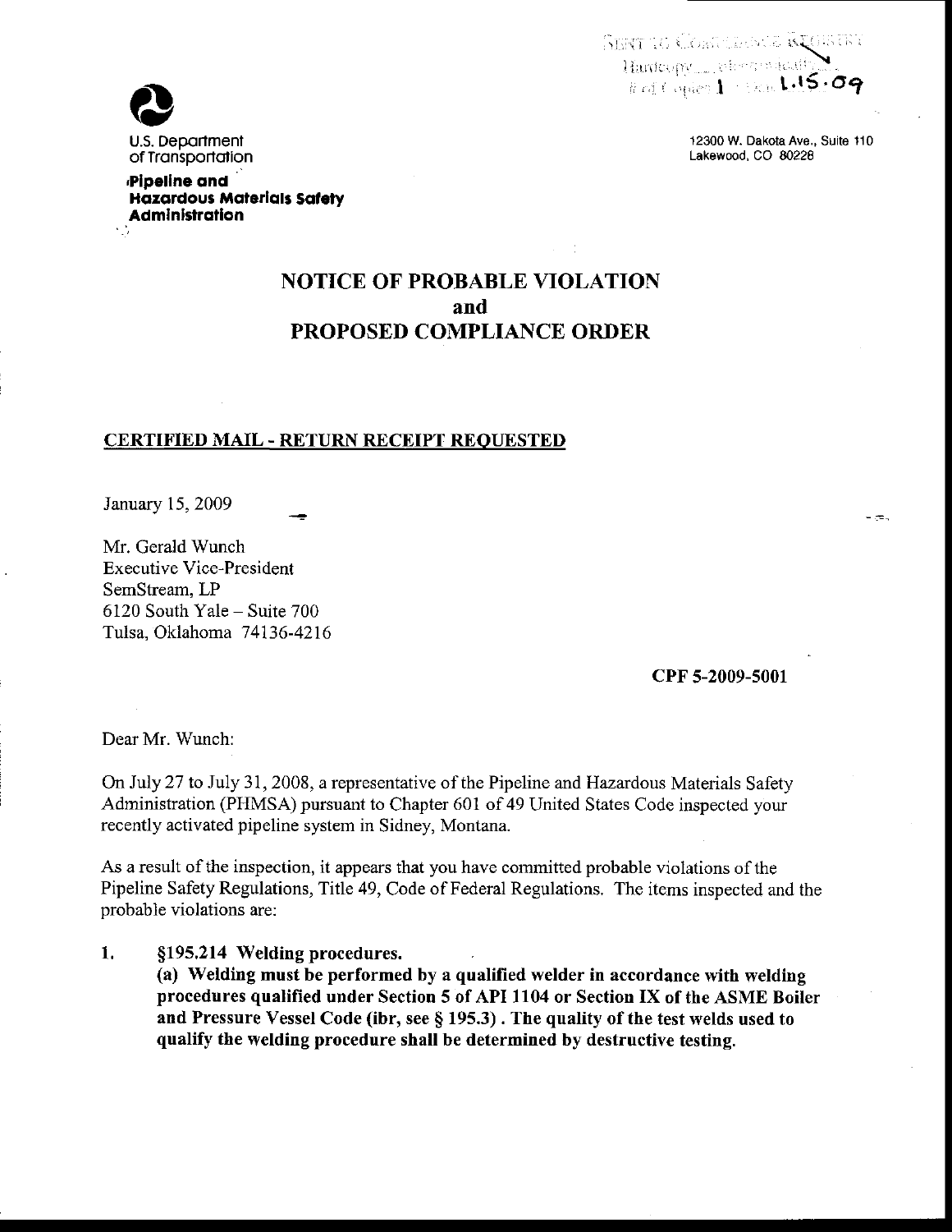U.S. Department of Transportation

**Pipeline and Hazardous Materials Safety Administration**

12300 W. Dakota Ave., Suite 110
Lakewood, CO 80228

# NOTICE OF PROBABLE VIOLATION and PROPOSED COMPLIANCE ORDER

**CERTIFIED MAIL - RETURN RECEIPT REQUESTED**

January 15, 2009

Mr. Gerald Wunch
Executive Vice-President
SemStream, LP
6120 South Yale – Suite 700
Tulsa, Oklahoma 74136-4216

**CPF 5-2009-5001**

Dear Mr. Wunch:

On July 27 to July 31, 2008, a representative of the Pipeline and Hazardous Materials Safety Administration (PHMSA) pursuant to Chapter 601 of 49 United States Code inspected your recently activated pipeline system in Sidney, Montana.

As a result of the inspection, it appears that you have committed probable violations of the Pipeline Safety Regulations, Title 49, Code of Federal Regulations. The items inspected and the probable violations are:

1. **§195.214 Welding procedures.**
   **(a) Welding must be performed by a qualified welder in accordance with welding procedures qualified under Section 5 of API 1104 or Section IX of the ASME Boiler and Pressure Vessel Code (ibr, see § 195.3) . The quality of the test welds used to qualify the welding procedure shall be determined by destructive testing.**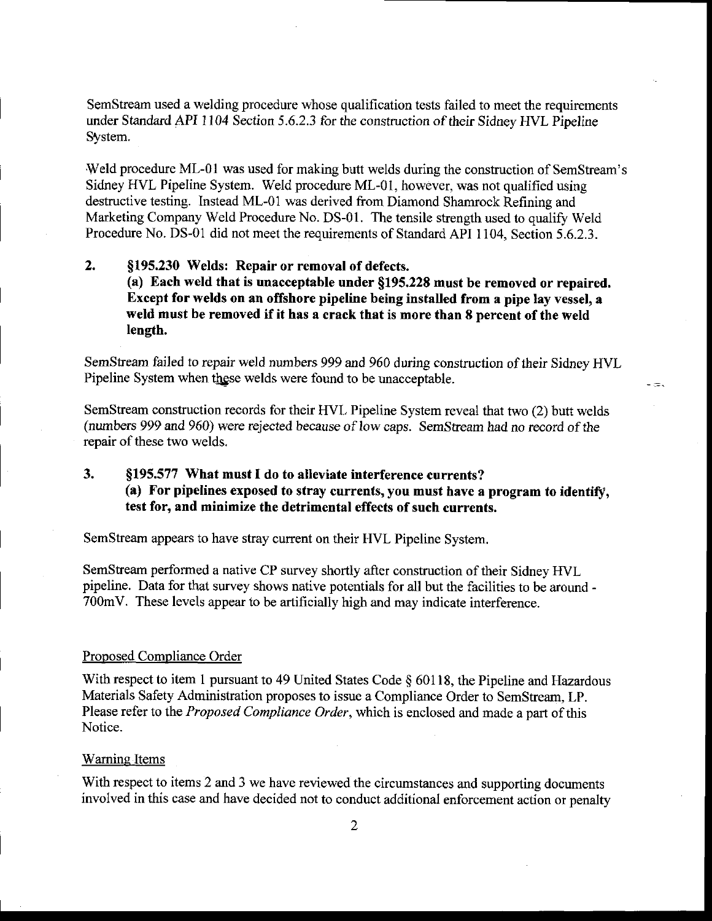SemStream used a welding procedure whose qualification tests failed to meet the requirements under Standard API 1104 Section 5.6.2.3 for the construction of their Sidney HVL Pipeline System.

Weld procedure ML-01 was used for making butt welds during the construction of SemStream's Sidney HVL Pipeline System. Weld procedure ML-01, however, was not qualified using destructive testing. Instead ML-01 was derived from Diamond Shamrock Refining and Marketing Company Weld Procedure No. DS-01. The tensile strength used to qualify Weld Procedure No. DS-01 did not meet the requirements of Standard API 1104, Section 5.6.2.3.

**2. §195.230 Welds: Repair or removal of defects.**
**(a) Each weld that is unacceptable under §195.228 must be removed or repaired. Except for welds on an offshore pipeline being installed from a pipe lay vessel, a weld must be removed if it has a crack that is more than 8 percent of the weld length.**

SemStream failed to repair weld numbers 999 and 960 during construction of their Sidney HVL Pipeline System when these welds were found to be unacceptable.

SemStream construction records for their HVL Pipeline System reveal that two (2) butt welds (numbers 999 and 960) were rejected because of low caps. SemStream had no record of the repair of these two welds.

**3. §195.577 What must I do to alleviate interference currents?**
**(a) For pipelines exposed to stray currents, you must have a program to identify, test for, and minimize the detrimental effects of such currents.**

SemStream appears to have stray current on their HVL Pipeline System.

SemStream performed a native CP survey shortly after construction of their Sidney HVL pipeline. Data for that survey shows native potentials for all but the facilities to be around -700mV. These levels appear to be artificially high and may indicate interference.

<u>Proposed Compliance Order</u>

With respect to item 1 pursuant to 49 United States Code § 60118, the Pipeline and Hazardous Materials Safety Administration proposes to issue a Compliance Order to SemStream, LP. Please refer to the *Proposed Compliance Order*, which is enclosed and made a part of this Notice.

<u>Warning Items</u>

With respect to items 2 and 3 we have reviewed the circumstances and supporting documents involved in this case and have decided not to conduct additional enforcement action or penalty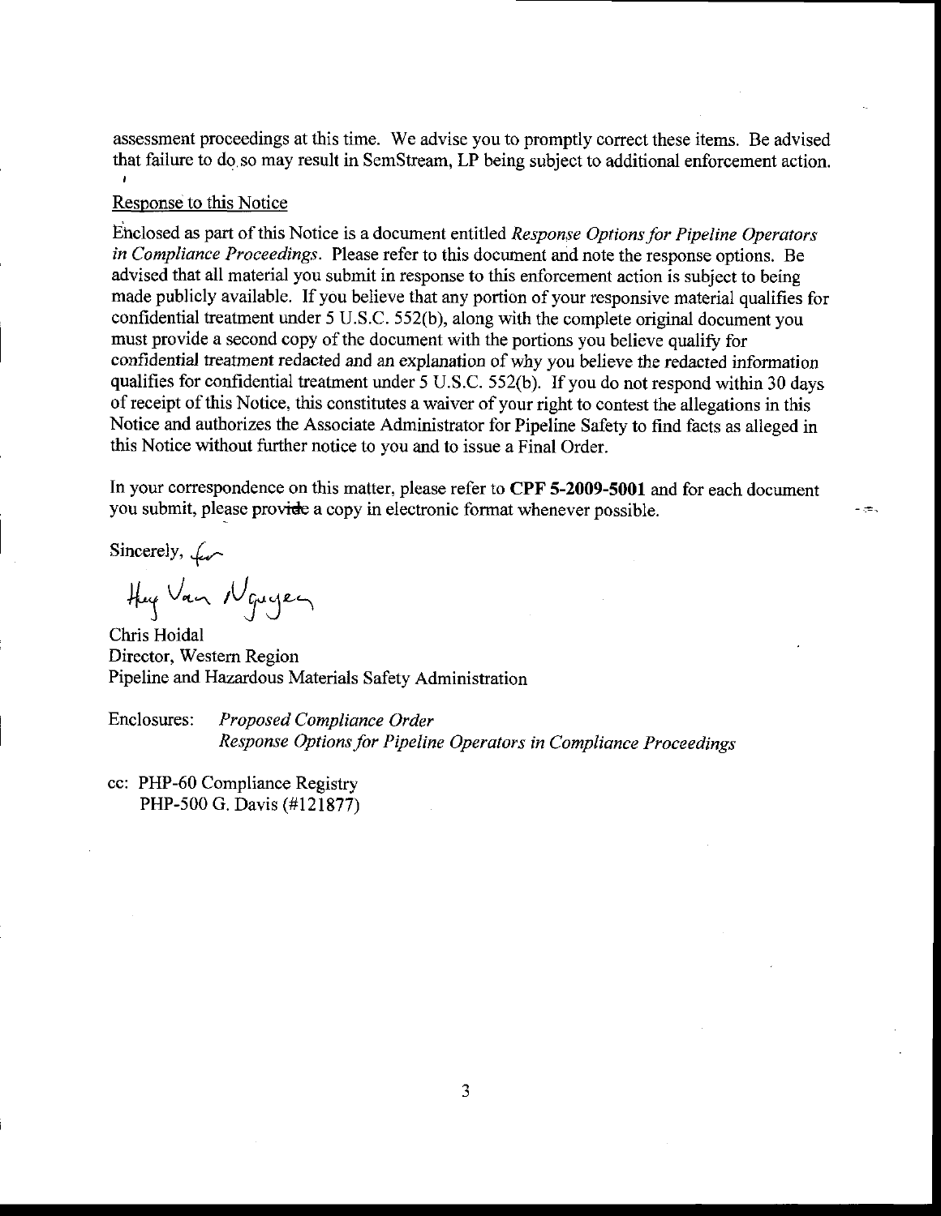assessment proceedings at this time. We advise you to promptly correct these items. Be advised that failure to do so may result in SemStream, LP being subject to additional enforcement action.

Response to this Notice

Enclosed as part of this Notice is a document entitled *Response Options for Pipeline Operators in Compliance Proceedings*. Please refer to this document and note the response options. Be advised that all material you submit in response to this enforcement action is subject to being made publicly available. If you believe that any portion of your responsive material qualifies for confidential treatment under 5 U.S.C. 552(b), along with the complete original document you must provide a second copy of the document with the portions you believe qualify for confidential treatment redacted and an explanation of why you believe the redacted information qualifies for confidential treatment under 5 U.S.C. 552(b). If you do not respond within 30 days of receipt of this Notice, this constitutes a waiver of your right to contest the allegations in this Notice and authorizes the Associate Administrator for Pipeline Safety to find facts as alleged in this Notice without further notice to you and to issue a Final Order.

In your correspondence on this matter, please refer to **CPF 5-2009-5001** and for each document you submit, please provide a copy in electronic format whenever possible.

Sincerely, for

Huy Van Nguyen

Chris Hoidal
Director, Western Region
Pipeline and Hazardous Materials Safety Administration

Enclosures: *Proposed Compliance Order*
*Response Options for Pipeline Operators in Compliance Proceedings*

cc: PHP-60 Compliance Registry
PHP-500 G. Davis (#121877)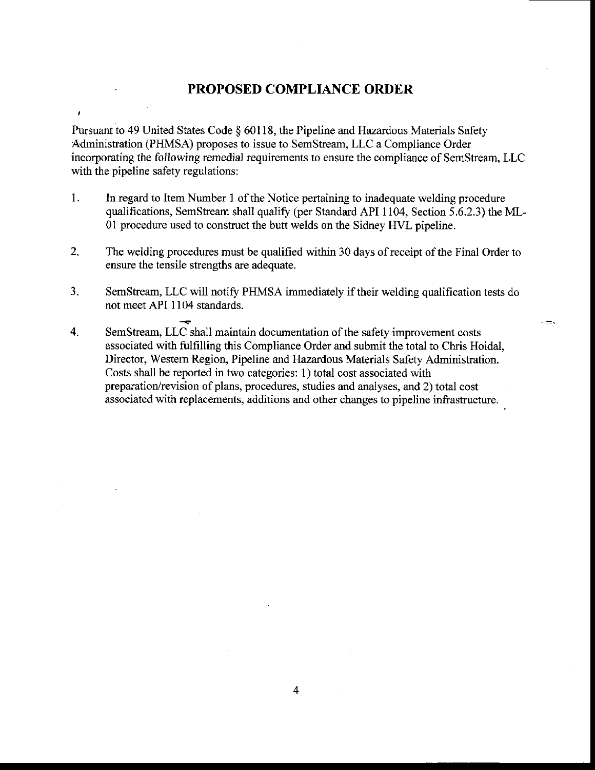# PROPOSED COMPLIANCE ORDER

Pursuant to 49 United States Code § 60118, the Pipeline and Hazardous Materials Safety Administration (PHMSA) proposes to issue to SemStream, LLC a Compliance Order incorporating the following remedial requirements to ensure the compliance of SemStream, LLC with the pipeline safety regulations:

1. In regard to Item Number 1 of the Notice pertaining to inadequate welding procedure qualifications, SemStream shall qualify (per Standard API 1104, Section 5.6.2.3) the ML-01 procedure used to construct the butt welds on the Sidney HVL pipeline.

2. The welding procedures must be qualified within 30 days of receipt of the Final Order to ensure the tensile strengths are adequate.

3. SemStream, LLC will notify PHMSA immediately if their welding qualification tests do not meet API 1104 standards.

4. SemStream, LLC shall maintain documentation of the safety improvement costs associated with fulfilling this Compliance Order and submit the total to Chris Hoidal, Director, Western Region, Pipeline and Hazardous Materials Safety Administration. Costs shall be reported in two categories: 1) total cost associated with preparation/revision of plans, procedures, studies and analyses, and 2) total cost associated with replacements, additions and other changes to pipeline infrastructure.